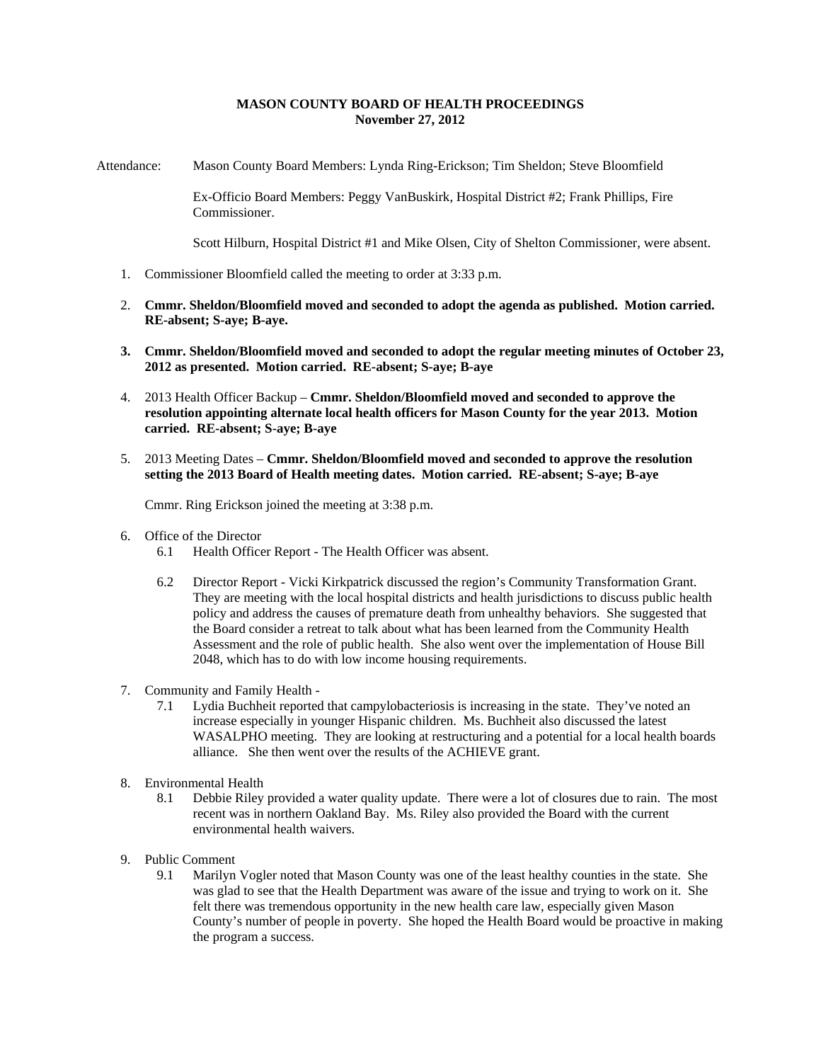**MASON COUNTY BOARD OF HEALTH PROCEEDINGS**
**November 27, 2012**

Attendance: Mason County Board Members: Lynda Ring-Erickson; Tim Sheldon; Steve Bloomfield

Ex-Officio Board Members: Peggy VanBuskirk, Hospital District #2; Frank Phillips, Fire Commissioner.

Scott Hilburn, Hospital District #1 and Mike Olsen, City of Shelton Commissioner, were absent.

1. Commissioner Bloomfield called the meeting to order at 3:33 p.m.

2. **Cmmr. Sheldon/Bloomfield moved and seconded to adopt the agenda as published. Motion carried. RE-absent; S-aye; B-aye.**

3. **Cmmr. Sheldon/Bloomfield moved and seconded to adopt the regular meeting minutes of October 23, 2012 as presented. Motion carried. RE-absent; S-aye; B-aye**

4. 2013 Health Officer Backup – **Cmmr. Sheldon/Bloomfield moved and seconded to approve the resolution appointing alternate local health officers for Mason County for the year 2013. Motion carried. RE-absent; S-aye; B-aye**

5. 2013 Meeting Dates – **Cmmr. Sheldon/Bloomfield moved and seconded to approve the resolution setting the 2013 Board of Health meeting dates. Motion carried. RE-absent; S-aye; B-aye**

   Cmmr. Ring Erickson joined the meeting at 3:38 p.m.

6. Office of the Director
   - 6.1 Health Officer Report - The Health Officer was absent.
   - 6.2 Director Report - Vicki Kirkpatrick discussed the region's Community Transformation Grant. They are meeting with the local hospital districts and health jurisdictions to discuss public health policy and address the causes of premature death from unhealthy behaviors. She suggested that the Board consider a retreat to talk about what has been learned from the Community Health Assessment and the role of public health. She also went over the implementation of House Bill 2048, which has to do with low income housing requirements.

7. Community and Family Health -
   - 7.1 Lydia Buchheit reported that campylobacteriosis is increasing in the state. They've noted an increase especially in younger Hispanic children. Ms. Buchheit also discussed the latest WASALPHO meeting. They are looking at restructuring and a potential for a local health boards alliance. She then went over the results of the ACHIEVE grant.

8. Environmental Health
   - 8.1 Debbie Riley provided a water quality update. There were a lot of closures due to rain. The most recent was in northern Oakland Bay. Ms. Riley also provided the Board with the current environmental health waivers.

9. Public Comment
   - 9.1 Marilyn Vogler noted that Mason County was one of the least healthy counties in the state. She was glad to see that the Health Department was aware of the issue and trying to work on it. She felt there was tremendous opportunity in the new health care law, especially given Mason County's number of people in poverty. She hoped the Health Board would be proactive in making the program a success.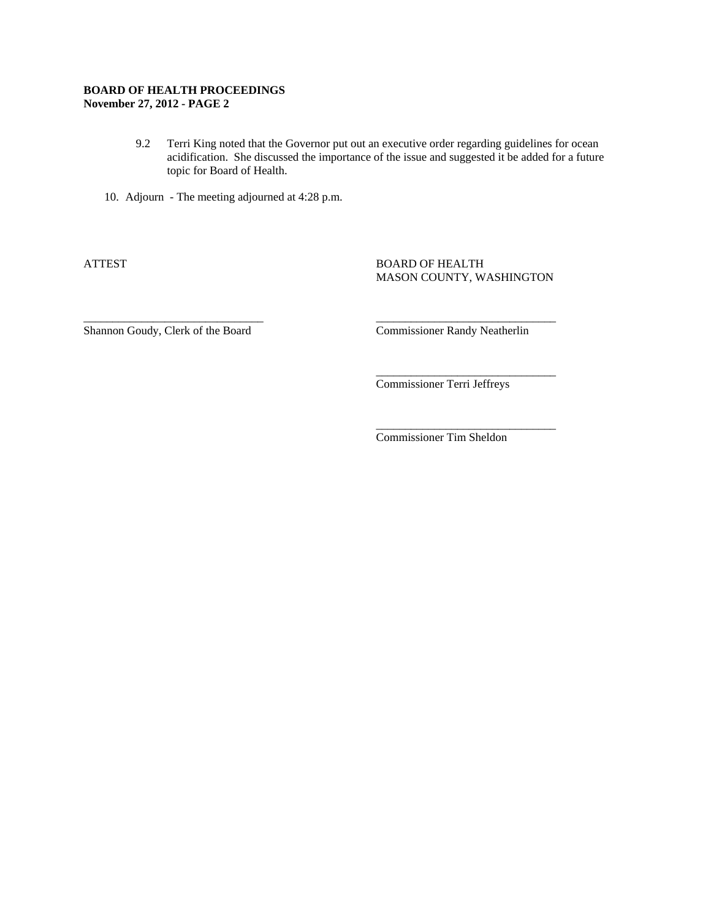**BOARD OF HEALTH PROCEEDINGS**
**November 27, 2012 - PAGE 2**

9.2 Terri King noted that the Governor put out an executive order regarding guidelines for ocean acidification. She discussed the importance of the issue and suggested it be added for a future topic for Board of Health.

10. Adjourn - The meeting adjourned at 4:28 p.m.

ATTEST

BOARD OF HEALTH
MASON COUNTY, WASHINGTON

_______________________________
Shannon Goudy, Clerk of the Board

_______________________________
Commissioner Randy Neatherlin

_______________________________
Commissioner Terri Jeffreys

_______________________________
Commissioner Tim Sheldon